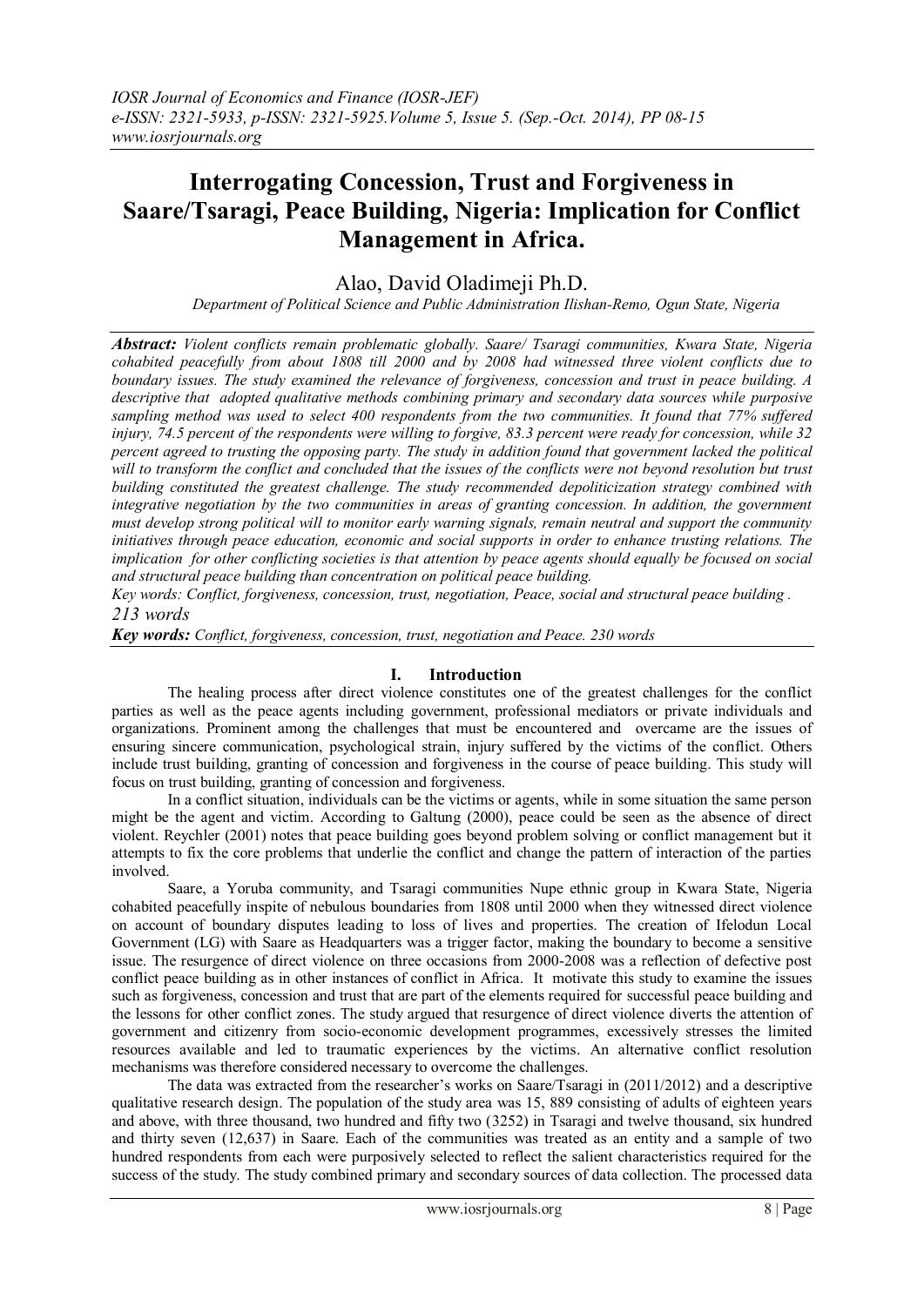# Interrogating Concession, Trust and Forgiveness in Saare/Tsaragi, Peace Building, Nigeria: Implication for Conflict Management in Africa.

Alao, David Oladimeji Ph.D.

*Department of Political Science and Public Administration Ilishan-Remo, Ogun State, Nigeria*

***Abstract:*** *Violent conflicts remain problematic globally. Saare/ Tsaragi communities, Kwara State, Nigeria cohabited peacefully from about 1808 till 2000 and by 2008 had witnessed three violent conflicts due to boundary issues. The study examined the relevance of forgiveness, concession and trust in peace building. A descriptive that adopted qualitative methods combining primary and secondary data sources while purposive sampling method was used to select 400 respondents from the two communities. It found that 77% suffered injury, 74.5 percent of the respondents were willing to forgive, 83.3 percent were ready for concession, while 32 percent agreed to trusting the opposing party. The study in addition found that government lacked the political will to transform the conflict and concluded that the issues of the conflicts were not beyond resolution but trust building constituted the greatest challenge. The study recommended depoliticization strategy combined with integrative negotiation by the two communities in areas of granting concession. In addition, the government must develop strong political will to monitor early warning signals, remain neutral and support the community initiatives through peace education, economic and social supports in order to enhance trusting relations. The implication for other conflicting societies is that attention by peace agents should equally be focused on social and structural peace building than concentration on political peace building.*

*Key words: Conflict, forgiveness, concession, trust, negotiation, Peace, social and structural peace building .*

*213 words*

***Key words:*** *Conflict, forgiveness, concession, trust, negotiation and Peace. 230 words*

## I. Introduction

The healing process after direct violence constitutes one of the greatest challenges for the conflict parties as well as the peace agents including government, professional mediators or private individuals and organizations. Prominent among the challenges that must be encountered and overcame are the issues of ensuring sincere communication, psychological strain, injury suffered by the victims of the conflict. Others include trust building, granting of concession and forgiveness in the course of peace building. This study will focus on trust building, granting of concession and forgiveness.

In a conflict situation, individuals can be the victims or agents, while in some situation the same person might be the agent and victim. According to Galtung (2000), peace could be seen as the absence of direct violent. Reychler (2001) notes that peace building goes beyond problem solving or conflict management but it attempts to fix the core problems that underlie the conflict and change the pattern of interaction of the parties involved.

Saare, a Yoruba community, and Tsaragi communities Nupe ethnic group in Kwara State, Nigeria cohabited peacefully inspite of nebulous boundaries from 1808 until 2000 when they witnessed direct violence on account of boundary disputes leading to loss of lives and properties. The creation of Ifelodun Local Government (LG) with Saare as Headquarters was a trigger factor, making the boundary to become a sensitive issue. The resurgence of direct violence on three occasions from 2000-2008 was a reflection of defective post conflict peace building as in other instances of conflict in Africa. It motivate this study to examine the issues such as forgiveness, concession and trust that are part of the elements required for successful peace building and the lessons for other conflict zones. The study argued that resurgence of direct violence diverts the attention of government and citizenry from socio-economic development programmes, excessively stresses the limited resources available and led to traumatic experiences by the victims. An alternative conflict resolution mechanisms was therefore considered necessary to overcome the challenges.

The data was extracted from the researcher's works on Saare/Tsaragi in (2011/2012) and a descriptive qualitative research design. The population of the study area was 15, 889 consisting of adults of eighteen years and above, with three thousand, two hundred and fifty two (3252) in Tsaragi and twelve thousand, six hundred and thirty seven (12,637) in Saare. Each of the communities was treated as an entity and a sample of two hundred respondents from each were purposively selected to reflect the salient characteristics required for the success of the study. The study combined primary and secondary sources of data collection. The processed data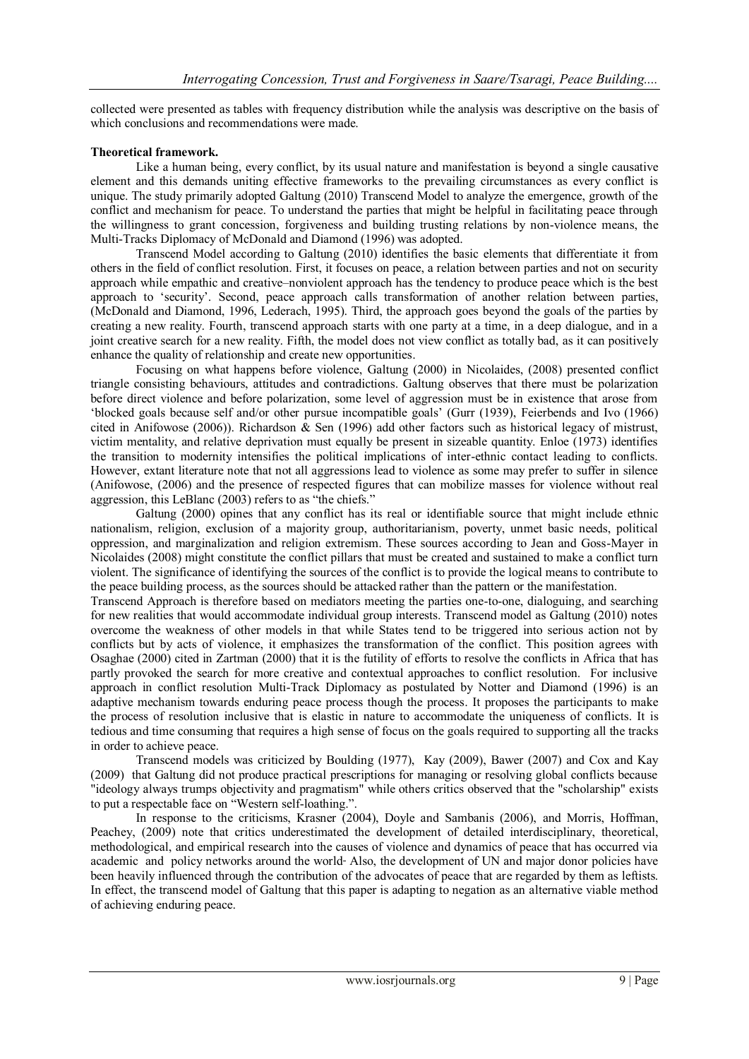collected were presented as tables with frequency distribution while the analysis was descriptive on the basis of which conclusions and recommendations were made.

**Theoretical framework.**

Like a human being, every conflict, by its usual nature and manifestation is beyond a single causative element and this demands uniting effective frameworks to the prevailing circumstances as every conflict is unique. The study primarily adopted Galtung (2010) Transcend Model to analyze the emergence, growth of the conflict and mechanism for peace. To understand the parties that might be helpful in facilitating peace through the willingness to grant concession, forgiveness and building trusting relations by non-violence means, the Multi-Tracks Diplomacy of McDonald and Diamond (1996) was adopted.

Transcend Model according to Galtung (2010) identifies the basic elements that differentiate it from others in the field of conflict resolution. First, it focuses on peace, a relation between parties and not on security approach while empathic and creative–nonviolent approach has the tendency to produce peace which is the best approach to 'security'. Second, peace approach calls transformation of another relation between parties, (McDonald and Diamond, 1996, Lederach, 1995). Third, the approach goes beyond the goals of the parties by creating a new reality. Fourth, transcend approach starts with one party at a time, in a deep dialogue, and in a joint creative search for a new reality. Fifth, the model does not view conflict as totally bad, as it can positively enhance the quality of relationship and create new opportunities.

Focusing on what happens before violence, Galtung (2000) in Nicolaides, (2008) presented conflict triangle consisting behaviours, attitudes and contradictions. Galtung observes that there must be polarization before direct violence and before polarization, some level of aggression must be in existence that arose from 'blocked goals because self and/or other pursue incompatible goals' (Gurr (1939), Feierbends and Ivo (1966) cited in Anifowose (2006)). Richardson & Sen (1996) add other factors such as historical legacy of mistrust, victim mentality, and relative deprivation must equally be present in sizeable quantity. Enloe (1973) identifies the transition to modernity intensifies the political implications of inter-ethnic contact leading to conflicts. However, extant literature note that not all aggressions lead to violence as some may prefer to suffer in silence (Anifowose, (2006) and the presence of respected figures that can mobilize masses for violence without real aggression, this LeBlanc (2003) refers to as "the chiefs."

Galtung (2000) opines that any conflict has its real or identifiable source that might include ethnic nationalism, religion, exclusion of a majority group, authoritarianism, poverty, unmet basic needs, political oppression, and marginalization and religion extremism. These sources according to Jean and Goss-Mayer in Nicolaides (2008) might constitute the conflict pillars that must be created and sustained to make a conflict turn violent. The significance of identifying the sources of the conflict is to provide the logical means to contribute to the peace building process, as the sources should be attacked rather than the pattern or the manifestation.

Transcend Approach is therefore based on mediators meeting the parties one-to-one, dialoguing, and searching for new realities that would accommodate individual group interests. Transcend model as Galtung (2010) notes overcome the weakness of other models in that while States tend to be triggered into serious action not by conflicts but by acts of violence, it emphasizes the transformation of the conflict. This position agrees with Osaghae (2000) cited in Zartman (2000) that it is the futility of efforts to resolve the conflicts in Africa that has partly provoked the search for more creative and contextual approaches to conflict resolution. For inclusive approach in conflict resolution Multi-Track Diplomacy as postulated by Notter and Diamond (1996) is an adaptive mechanism towards enduring peace process though the process. It proposes the participants to make the process of resolution inclusive that is elastic in nature to accommodate the uniqueness of conflicts. It is tedious and time consuming that requires a high sense of focus on the goals required to supporting all the tracks in order to achieve peace.

Transcend models was criticized by Boulding (1977), Kay (2009), Bawer (2007) and Cox and Kay (2009) that Galtung did not produce practical prescriptions for managing or resolving global conflicts because "ideology always trumps objectivity and pragmatism" while others critics observed that the "scholarship" exists to put a respectable face on "Western self-loathing.".

In response to the criticisms, Krasner (2004), Doyle and Sambanis (2006), and Morris, Hoffman, Peachey, (2009) note that critics underestimated the development of detailed interdisciplinary, theoretical, methodological, and empirical research into the causes of violence and dynamics of peace that has occurred via academic and policy networks around the world. Also, the development of UN and major donor policies have been heavily influenced through the contribution of the advocates of peace that are regarded by them as leftists. In effect, the transcend model of Galtung that this paper is adapting to negation as an alternative viable method of achieving enduring peace.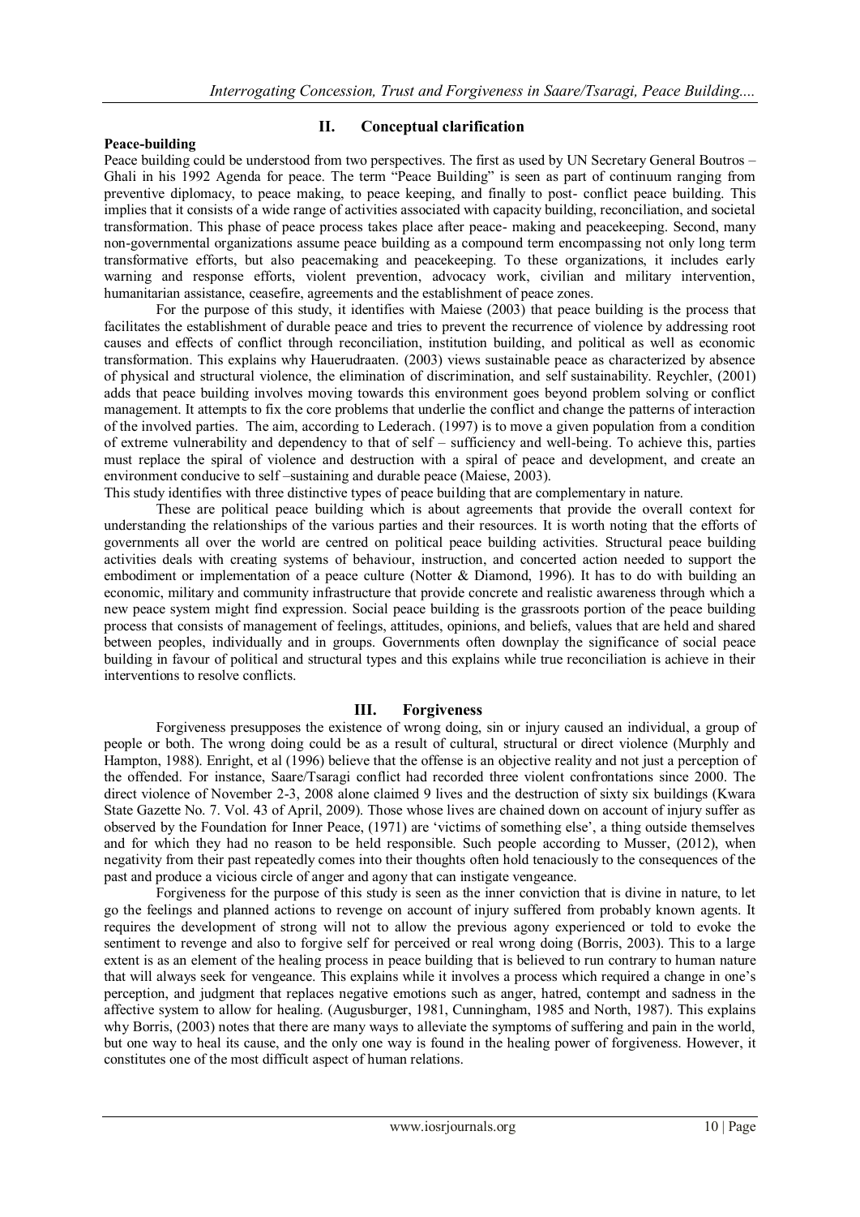## II. Conceptual clarification

**Peace-building**

Peace building could be understood from two perspectives. The first as used by UN Secretary General Boutros – Ghali in his 1992 Agenda for peace. The term "Peace Building" is seen as part of continuum ranging from preventive diplomacy, to peace making, to peace keeping, and finally to post- conflict peace building. This implies that it consists of a wide range of activities associated with capacity building, reconciliation, and societal transformation. This phase of peace process takes place after peace- making and peacekeeping. Second, many non-governmental organizations assume peace building as a compound term encompassing not only long term transformative efforts, but also peacemaking and peacekeeping. To these organizations, it includes early warning and response efforts, violent prevention, advocacy work, civilian and military intervention, humanitarian assistance, ceasefire, agreements and the establishment of peace zones.

For the purpose of this study, it identifies with Maiese (2003) that peace building is the process that facilitates the establishment of durable peace and tries to prevent the recurrence of violence by addressing root causes and effects of conflict through reconciliation, institution building, and political as well as economic transformation. This explains why Hauerudraaten. (2003) views sustainable peace as characterized by absence of physical and structural violence, the elimination of discrimination, and self sustainability. Reychler, (2001) adds that peace building involves moving towards this environment goes beyond problem solving or conflict management. It attempts to fix the core problems that underlie the conflict and change the patterns of interaction of the involved parties. The aim, according to Lederach. (1997) is to move a given population from a condition of extreme vulnerability and dependency to that of self – sufficiency and well-being. To achieve this, parties must replace the spiral of violence and destruction with a spiral of peace and development, and create an environment conducive to self –sustaining and durable peace (Maiese, 2003).

This study identifies with three distinctive types of peace building that are complementary in nature.

These are political peace building which is about agreements that provide the overall context for understanding the relationships of the various parties and their resources. It is worth noting that the efforts of governments all over the world are centred on political peace building activities. Structural peace building activities deals with creating systems of behaviour, instruction, and concerted action needed to support the embodiment or implementation of a peace culture (Notter & Diamond, 1996). It has to do with building an economic, military and community infrastructure that provide concrete and realistic awareness through which a new peace system might find expression. Social peace building is the grassroots portion of the peace building process that consists of management of feelings, attitudes, opinions, and beliefs, values that are held and shared between peoples, individually and in groups. Governments often downplay the significance of social peace building in favour of political and structural types and this explains while true reconciliation is achieve in their interventions to resolve conflicts.

## III. Forgiveness

Forgiveness presupposes the existence of wrong doing, sin or injury caused an individual, a group of people or both. The wrong doing could be as a result of cultural, structural or direct violence (Murphly and Hampton, 1988). Enright, et al (1996) believe that the offense is an objective reality and not just a perception of the offended. For instance, Saare/Tsaragi conflict had recorded three violent confrontations since 2000. The direct violence of November 2-3, 2008 alone claimed 9 lives and the destruction of sixty six buildings (Kwara State Gazette No. 7. Vol. 43 of April, 2009). Those whose lives are chained down on account of injury suffer as observed by the Foundation for Inner Peace, (1971) are 'victims of something else', a thing outside themselves and for which they had no reason to be held responsible. Such people according to Musser, (2012), when negativity from their past repeatedly comes into their thoughts often hold tenaciously to the consequences of the past and produce a vicious circle of anger and agony that can instigate vengeance.

Forgiveness for the purpose of this study is seen as the inner conviction that is divine in nature, to let go the feelings and planned actions to revenge on account of injury suffered from probably known agents. It requires the development of strong will not to allow the previous agony experienced or told to evoke the sentiment to revenge and also to forgive self for perceived or real wrong doing (Borris, 2003). This to a large extent is as an element of the healing process in peace building that is believed to run contrary to human nature that will always seek for vengeance. This explains while it involves a process which required a change in one's perception, and judgment that replaces negative emotions such as anger, hatred, contempt and sadness in the affective system to allow for healing. (Augusburger, 1981, Cunningham, 1985 and North, 1987). This explains why Borris, (2003) notes that there are many ways to alleviate the symptoms of suffering and pain in the world, but one way to heal its cause, and the only one way is found in the healing power of forgiveness. However, it constitutes one of the most difficult aspect of human relations.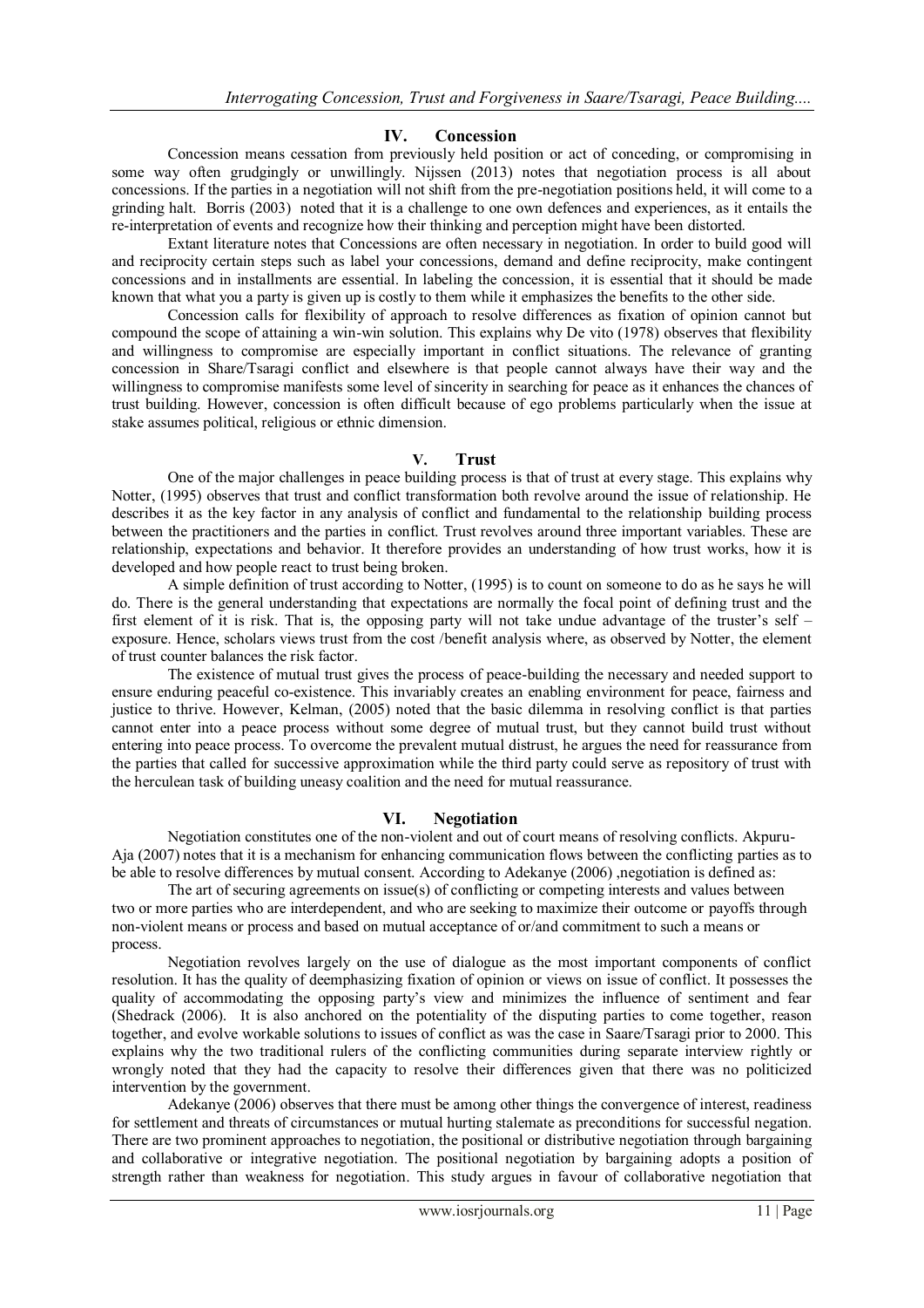## IV. Concession

Concession means cessation from previously held position or act of conceding, or compromising in some way often grudgingly or unwillingly. Nijssen (2013) notes that negotiation process is all about concessions. If the parties in a negotiation will not shift from the pre-negotiation positions held, it will come to a grinding halt. Borris (2003) noted that it is a challenge to one own defences and experiences, as it entails the re-interpretation of events and recognize how their thinking and perception might have been distorted.

Extant literature notes that Concessions are often necessary in negotiation. In order to build good will and reciprocity certain steps such as label your concessions, demand and define reciprocity, make contingent concessions and in installments are essential. In labeling the concession, it is essential that it should be made known that what you a party is given up is costly to them while it emphasizes the benefits to the other side.

Concession calls for flexibility of approach to resolve differences as fixation of opinion cannot but compound the scope of attaining a win-win solution. This explains why De vito (1978) observes that flexibility and willingness to compromise are especially important in conflict situations. The relevance of granting concession in Share/Tsaragi conflict and elsewhere is that people cannot always have their way and the willingness to compromise manifests some level of sincerity in searching for peace as it enhances the chances of trust building. However, concession is often difficult because of ego problems particularly when the issue at stake assumes political, religious or ethnic dimension.

## V. Trust

One of the major challenges in peace building process is that of trust at every stage. This explains why Notter, (1995) observes that trust and conflict transformation both revolve around the issue of relationship. He describes it as the key factor in any analysis of conflict and fundamental to the relationship building process between the practitioners and the parties in conflict. Trust revolves around three important variables. These are relationship, expectations and behavior. It therefore provides an understanding of how trust works, how it is developed and how people react to trust being broken.

A simple definition of trust according to Notter, (1995) is to count on someone to do as he says he will do. There is the general understanding that expectations are normally the focal point of defining trust and the first element of it is risk. That is, the opposing party will not take undue advantage of the truster's self – exposure. Hence, scholars views trust from the cost /benefit analysis where, as observed by Notter, the element of trust counter balances the risk factor.

The existence of mutual trust gives the process of peace-building the necessary and needed support to ensure enduring peaceful co-existence. This invariably creates an enabling environment for peace, fairness and justice to thrive. However, Kelman, (2005) noted that the basic dilemma in resolving conflict is that parties cannot enter into a peace process without some degree of mutual trust, but they cannot build trust without entering into peace process. To overcome the prevalent mutual distrust, he argues the need for reassurance from the parties that called for successive approximation while the third party could serve as repository of trust with the herculean task of building uneasy coalition and the need for mutual reassurance.

## VI. Negotiation

Negotiation constitutes one of the non-violent and out of court means of resolving conflicts. Akpuru-Aja (2007) notes that it is a mechanism for enhancing communication flows between the conflicting parties as to be able to resolve differences by mutual consent. According to Adekanye (2006) ,negotiation is defined as:

> The art of securing agreements on issue(s) of conflicting or competing interests and values between two or more parties who are interdependent, and who are seeking to maximize their outcome or payoffs through non-violent means or process and based on mutual acceptance of or/and commitment to such a means or process.

Negotiation revolves largely on the use of dialogue as the most important components of conflict resolution. It has the quality of deemphasizing fixation of opinion or views on issue of conflict. It possesses the quality of accommodating the opposing party's view and minimizes the influence of sentiment and fear (Shedrack (2006). It is also anchored on the potentiality of the disputing parties to come together, reason together, and evolve workable solutions to issues of conflict as was the case in Saare/Tsaragi prior to 2000. This explains why the two traditional rulers of the conflicting communities during separate interview rightly or wrongly noted that they had the capacity to resolve their differences given that there was no politicized intervention by the government.

Adekanye (2006) observes that there must be among other things the convergence of interest, readiness for settlement and threats of circumstances or mutual hurting stalemate as preconditions for successful negation. There are two prominent approaches to negotiation, the positional or distributive negotiation through bargaining and collaborative or integrative negotiation. The positional negotiation by bargaining adopts a position of strength rather than weakness for negotiation. This study argues in favour of collaborative negotiation that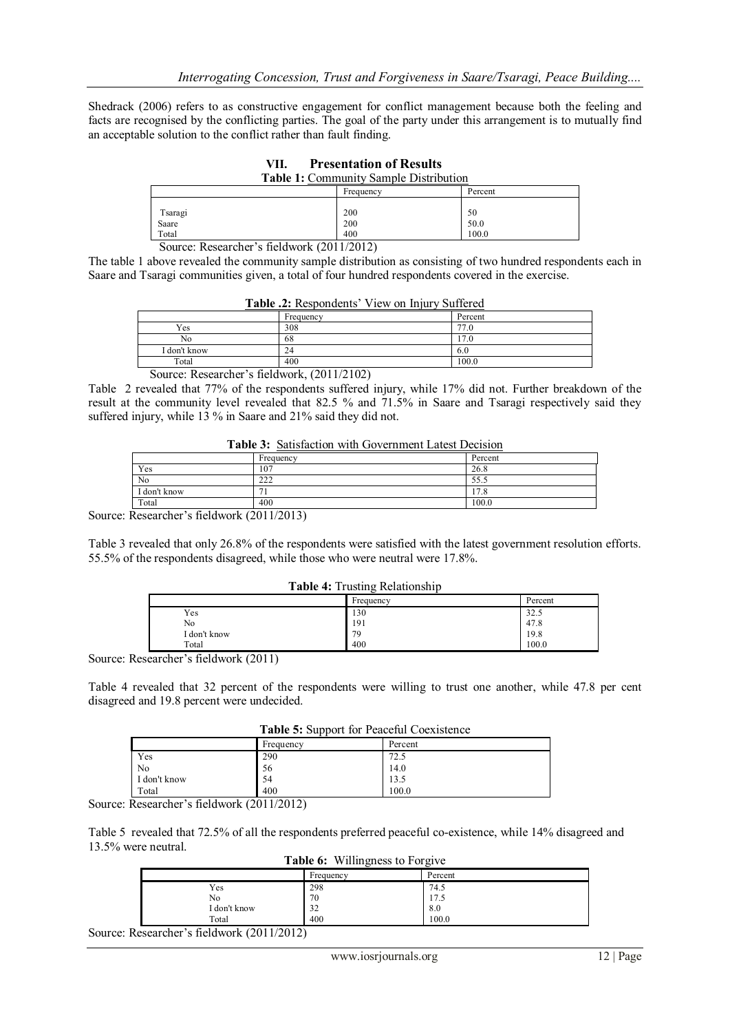Shedrack (2006) refers to as constructive engagement for conflict management because both the feeling and facts are recognised by the conflicting parties. The goal of the party under this arrangement is to mutually find an acceptable solution to the conflict rather than fault finding.

## VII. Presentation of Results

**Table 1:** Community Sample Distribution

| | Frequency | Percent |
|---|---|---|
| Tsaragi | 200 | 50 |
| Saare | 200 | 50.0 |
| Total | 400 | 100.0 |

Source: Researcher's fieldwork (2011/2012)

The table 1 above revealed the community sample distribution as consisting of two hundred respondents each in Saare and Tsaragi communities given, a total of four hundred respondents covered in the exercise.

**Table .2:** Respondents' View on Injury Suffered

| | Frequency | Percent |
|---|---|---|
| Yes | 308 | 77.0 |
| No | 68 | 17.0 |
| I don't know | 24 | 6.0 |
| Total | 400 | 100.0 |

Source: Researcher's fieldwork, (2011/2102)

Table 2 revealed that 77% of the respondents suffered injury, while 17% did not. Further breakdown of the result at the community level revealed that 82.5 % and 71.5% in Saare and Tsaragi respectively said they suffered injury, while 13 % in Saare and 21% said they did not.

**Table 3:** Satisfaction with Government Latest Decision

| | Frequency | Percent |
|---|---|---|
| Yes | 107 | 26.8 |
| No | 222 | 55.5 |
| I don't know | 71 | 17.8 |
| Total | 400 | 100.0 |

Source: Researcher's fieldwork (2011/2013)

Table 3 revealed that only 26.8% of the respondents were satisfied with the latest government resolution efforts. 55.5% of the respondents disagreed, while those who were neutral were 17.8%.

**Table 4:** Trusting Relationship

| | Frequency | Percent |
|---|---|---|
| Yes | 130 | 32.5 |
| No | 191 | 47.8 |
| I don't know | 79 | 19.8 |
| Total | 400 | 100.0 |

Source: Researcher's fieldwork (2011)

Table 4 revealed that 32 percent of the respondents were willing to trust one another, while 47.8 per cent disagreed and 19.8 percent were undecided.

**Table 5:** Support for Peaceful Coexistence

| | Frequency | Percent |
|---|---|---|
| Yes | 290 | 72.5 |
| No | 56 | 14.0 |
| I don't know | 54 | 13.5 |
| Total | 400 | 100.0 |

Source: Researcher's fieldwork (2011/2012)

Table 5 revealed that 72.5% of all the respondents preferred peaceful co-existence, while 14% disagreed and 13.5% were neutral.

**Table 6:** Willingness to Forgive

| | Frequency | Percent |
|---|---|---|
| Yes | 298 | 74.5 |
| No | 70 | 17.5 |
| I don't know | 32 | 8.0 |
| Total | 400 | 100.0 |

Source: Researcher's fieldwork (2011/2012)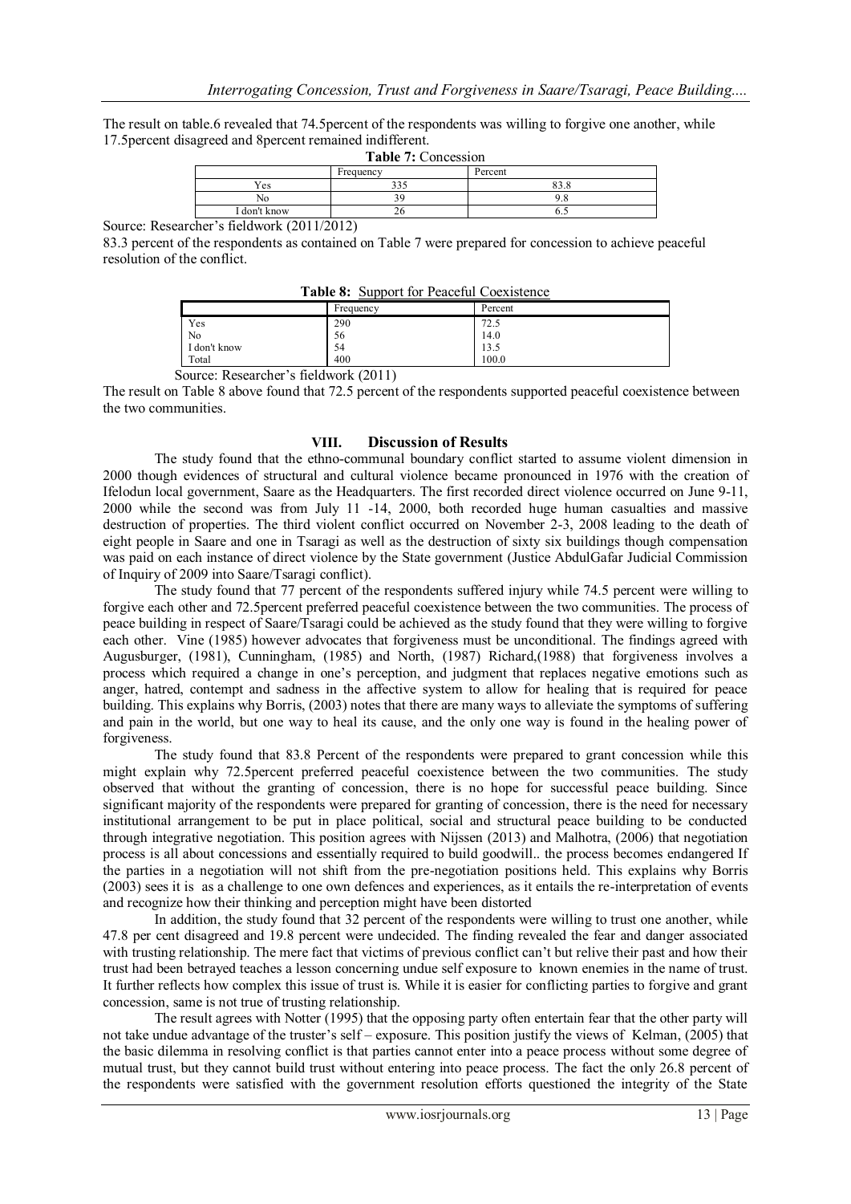The result on table.6 revealed that 74.5percent of the respondents was willing to forgive one another, while 17.5percent disagreed and 8percent remained indifferent.

**Table 7:** Concession

| | Frequency | Percent |
|---|---|---|
| Yes | 335 | 83.8 |
| No | 39 | 9.8 |
| I don't know | 26 | 6.5 |

Source: Researcher's fieldwork (2011/2012)

83.3 percent of the respondents as contained on Table 7 were prepared for concession to achieve peaceful resolution of the conflict.

**Table 8:** Support for Peaceful Coexistence

| | Frequency | Percent |
|---|---|---|
| Yes | 290 | 72.5 |
| No | 56 | 14.0 |
| I don't know | 54 | 13.5 |
| Total | 400 | 100.0 |

Source: Researcher's fieldwork (2011)

The result on Table 8 above found that 72.5 percent of the respondents supported peaceful coexistence between the two communities.

## VIII. Discussion of Results

The study found that the ethno-communal boundary conflict started to assume violent dimension in 2000 though evidences of structural and cultural violence became pronounced in 1976 with the creation of Ifelodun local government, Saare as the Headquarters. The first recorded direct violence occurred on June 9-11, 2000 while the second was from July 11 -14, 2000, both recorded huge human casualties and massive destruction of properties. The third violent conflict occurred on November 2-3, 2008 leading to the death of eight people in Saare and one in Tsaragi as well as the destruction of sixty six buildings though compensation was paid on each instance of direct violence by the State government (Justice AbdulGafar Judicial Commission of Inquiry of 2009 into Saare/Tsaragi conflict).

The study found that 77 percent of the respondents suffered injury while 74.5 percent were willing to forgive each other and 72.5percent preferred peaceful coexistence between the two communities. The process of peace building in respect of Saare/Tsaragi could be achieved as the study found that they were willing to forgive each other. Vine (1985) however advocates that forgiveness must be unconditional. The findings agreed with Augusburger, (1981), Cunningham, (1985) and North, (1987) Richard,(1988) that forgiveness involves a process which required a change in one's perception, and judgment that replaces negative emotions such as anger, hatred, contempt and sadness in the affective system to allow for healing that is required for peace building. This explains why Borris, (2003) notes that there are many ways to alleviate the symptoms of suffering and pain in the world, but one way to heal its cause, and the only one way is found in the healing power of forgiveness.

The study found that 83.8 Percent of the respondents were prepared to grant concession while this might explain why 72.5percent preferred peaceful coexistence between the two communities. The study observed that without the granting of concession, there is no hope for successful peace building. Since significant majority of the respondents were prepared for granting of concession, there is the need for necessary institutional arrangement to be put in place political, social and structural peace building to be conducted through integrative negotiation. This position agrees with Nijssen (2013) and Malhotra, (2006) that negotiation process is all about concessions and essentially required to build goodwill.. the process becomes endangered If the parties in a negotiation will not shift from the pre-negotiation positions held. This explains why Borris (2003) sees it is as a challenge to one own defences and experiences, as it entails the re-interpretation of events and recognize how their thinking and perception might have been distorted

In addition, the study found that 32 percent of the respondents were willing to trust one another, while 47.8 per cent disagreed and 19.8 percent were undecided. The finding revealed the fear and danger associated with trusting relationship. The mere fact that victims of previous conflict can't but relive their past and how their trust had been betrayed teaches a lesson concerning undue self exposure to known enemies in the name of trust. It further reflects how complex this issue of trust is. While it is easier for conflicting parties to forgive and grant concession, same is not true of trusting relationship.

The result agrees with Notter (1995) that the opposing party often entertain fear that the other party will not take undue advantage of the truster's self – exposure. This position justify the views of Kelman, (2005) that the basic dilemma in resolving conflict is that parties cannot enter into a peace process without some degree of mutual trust, but they cannot build trust without entering into peace process. The fact the only 26.8 percent of the respondents were satisfied with the government resolution efforts questioned the integrity of the State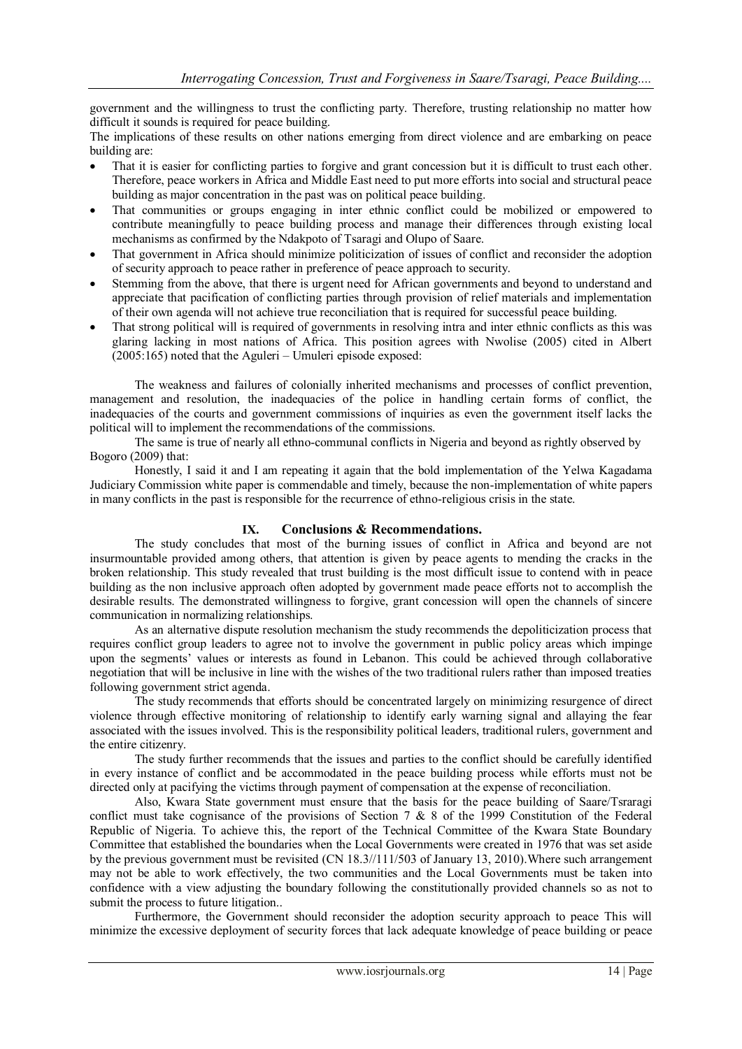government and the willingness to trust the conflicting party. Therefore, trusting relationship no matter how difficult it sounds is required for peace building.

The implications of these results on other nations emerging from direct violence and are embarking on peace building are:

- That it is easier for conflicting parties to forgive and grant concession but it is difficult to trust each other. Therefore, peace workers in Africa and Middle East need to put more efforts into social and structural peace building as major concentration in the past was on political peace building.
- That communities or groups engaging in inter ethnic conflict could be mobilized or empowered to contribute meaningfully to peace building process and manage their differences through existing local mechanisms as confirmed by the Ndakpoto of Tsaragi and Olupo of Saare.
- That government in Africa should minimize politicization of issues of conflict and reconsider the adoption of security approach to peace rather in preference of peace approach to security.
- Stemming from the above, that there is urgent need for African governments and beyond to understand and appreciate that pacification of conflicting parties through provision of relief materials and implementation of their own agenda will not achieve true reconciliation that is required for successful peace building.
- That strong political will is required of governments in resolving intra and inter ethnic conflicts as this was glaring lacking in most nations of Africa. This position agrees with Nwolise (2005) cited in Albert (2005:165) noted that the Aguleri – Umuleri episode exposed:

The weakness and failures of colonially inherited mechanisms and processes of conflict prevention, management and resolution, the inadequacies of the police in handling certain forms of conflict, the inadequacies of the courts and government commissions of inquiries as even the government itself lacks the political will to implement the recommendations of the commissions.

The same is true of nearly all ethno-communal conflicts in Nigeria and beyond as rightly observed by Bogoro (2009) that:

Honestly, I said it and I am repeating it again that the bold implementation of the Yelwa Kagadama Judiciary Commission white paper is commendable and timely, because the non-implementation of white papers in many conflicts in the past is responsible for the recurrence of ethno-religious crisis in the state.

## IX. Conclusions & Recommendations.

The study concludes that most of the burning issues of conflict in Africa and beyond are not insurmountable provided among others, that attention is given by peace agents to mending the cracks in the broken relationship. This study revealed that trust building is the most difficult issue to contend with in peace building as the non inclusive approach often adopted by government made peace efforts not to accomplish the desirable results. The demonstrated willingness to forgive, grant concession will open the channels of sincere communication in normalizing relationships.

As an alternative dispute resolution mechanism the study recommends the depoliticization process that requires conflict group leaders to agree not to involve the government in public policy areas which impinge upon the segments' values or interests as found in Lebanon. This could be achieved through collaborative negotiation that will be inclusive in line with the wishes of the two traditional rulers rather than imposed treaties following government strict agenda.

The study recommends that efforts should be concentrated largely on minimizing resurgence of direct violence through effective monitoring of relationship to identify early warning signal and allaying the fear associated with the issues involved. This is the responsibility political leaders, traditional rulers, government and the entire citizenry.

The study further recommends that the issues and parties to the conflict should be carefully identified in every instance of conflict and be accommodated in the peace building process while efforts must not be directed only at pacifying the victims through payment of compensation at the expense of reconciliation.

Also, Kwara State government must ensure that the basis for the peace building of Saare/Tsraragi conflict must take cognisance of the provisions of Section 7 & 8 of the 1999 Constitution of the Federal Republic of Nigeria. To achieve this, the report of the Technical Committee of the Kwara State Boundary Committee that established the boundaries when the Local Governments were created in 1976 that was set aside by the previous government must be revisited (CN 18.3//111/503 of January 13, 2010).Where such arrangement may not be able to work effectively, the two communities and the Local Governments must be taken into confidence with a view adjusting the boundary following the constitutionally provided channels so as not to submit the process to future litigation..

Furthermore, the Government should reconsider the adoption security approach to peace This will minimize the excessive deployment of security forces that lack adequate knowledge of peace building or peace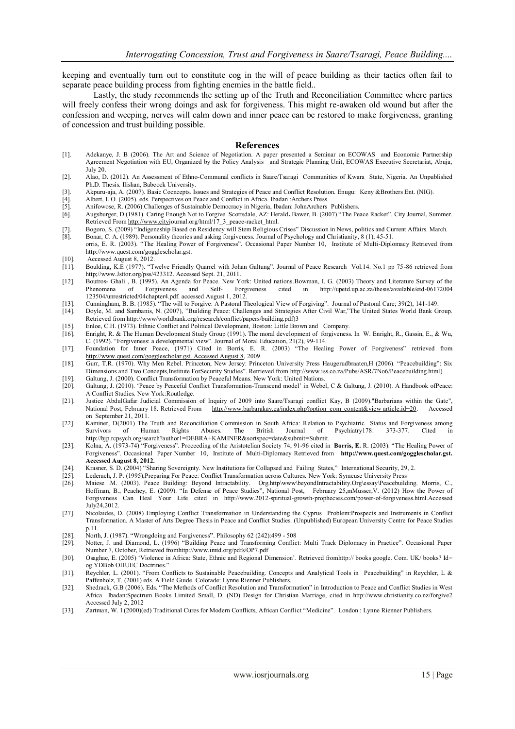keeping and eventually turn out to constitute cog in the will of peace building as their tactics often fail to separate peace building process from fighting enemies in the battle field..

Lastly, the study recommends the setting up of the Truth and Reconciliation Committee where parties will freely confess their wrong doings and ask for forgiveness. This might re-awaken old wound but after the confession and weeping, nerves will calm down and inner peace can be restored to make forgiveness, granting of concession and trust building possible.

## References

[1]. Adekanye, J. B (2006). The Art and Science of Negotiation. A paper presented a Seminar on ECOWAS and Economic Partnership Agreement Negotiation with EU, Organized by the Policy Analysis and Strategic Planning Unit, ECOWAS Executive Secretariat, Abuja, July 20.

[2]. Alao, D. (2012). An Assessment of Ethno-Communal conflicts in Saare/Tsaragi Communities of Kwara State, Nigeria. An Unpublished Ph.D. Thesis. Ilishan, Babcock University.

[3]. Akpuru-aja, A. (2007). Basic Cocncepts. Issues and Strategies of Peace and Conflict Resolution. Enugu: Keny &Brothers Ent. (NIG).

[4]. Albert, I. O. (2005). eds. Perspectives on Peace and Conflict in Africa. Ibadan :Archers Press.

[5]. Anifowose, R. (2006).Challenges of Sustainable Democracy in Nigeria, Ibadan: JohnArchers Publishers.

[6]. Augsburger, D (1981). Caring Enough Not to Forgive. Scottsdale, AZ: Herald**.** Bawer, B. (2007) "The Peace Racket". City Journal, Summer. Retrieved From http://www.cityjournal.org/html/17_3_peace-racket_html.

[7]. Bogoro, S. (2009) "Indigeneship Based on Residency will Stem Religious Crises" Discussion in News, politics and Current Affairs. March.

[8]. Bonar, C. A. (1989). Personality theories and asking forgiveness. Journal of Psychology and Christianity, 8 (1), 45-51. orris, E. R. (2003). "The Healing Power of Forgiveness". Occasional Paper Number 10, Institute of Multi-Diplomacy Retrieved from http://www.quest.com/gogglescholar.gst.

[10]. Accessed August 8, 2012.

[11]. Boulding, K.E (1977). "Twelve Friendly Quarrel with Johan Galtung". Journal of Peace Research Vol.14. No.1 pp 75-86 retrieved from http;//www.Jsttor.org/pss/423312. Accessed Sept. 21, 2011.

[12]. Boutros- Ghali , B. (1995). An Agenda for Peace. New York: United nations.Bowman, I. G. (2003) Theory and Literature Survey of the Phenomena of Forgiveness and Self- Forgiveness cited in http://upetd.up.ac.za/thesis/available/etd-06172004 123504/unrestricted/04chapter4.pdf. accessed August 1, 2012.

[13]. Cunningham, B. B. (1985). "The will to Forgive: A Pastoral Theological View of Forgiving". Journal of Pastoral Care; 39(2), 141-149.

[14]. Doyle, M. and Sambanis, N. (2007), "Building Peace: Challenges and Strategies After Civil War,"The United States World Bank Group. Retrieved from http://www/worldbank.org/research/conflict/papers/building.pdf)3

[15]. Enloe, C.H. (1973). Ethnic Conflict and Political Development, Boston: Little Brown and Company.

[16]. Enright, R. & The Human Development Study Group (1991). The moral development of forgiveness. In W. Enright, R., Gassin, E., & Wu, C. (1992). "Forgiveness: a developmental view". Journal of Moral Education, 21(2), 99-114.

[17]. Foundation for Inner Peace, (1971) Cited in Borris, E. R. (2003) "The Healing Power of Forgiveness" retrieved from http://www.quest.com/gogglescholar.gst. Accessed August 8, 2009.

[18]. Gurr, T.R. (1970). Why Men Rebel. Princeton, New Jersey: Princeton University Press Haugerudbraaten,H (2006). "Peacebuilding": Six Dimensions and Two Concepts,Institute ForSecurity Studies". Retrieved from http://www.iss.co.za/Pubs/ASR/7No6/Peacebuilding.html)

[19]. Galtung, J. (2000). Conflict Transformation by Peaceful Means. New York: United Nations.

[20]. Galtung, J. (2010). 'Peace by Peaceful Conflict Transformation-Transcend model' in Webel, C & Galtung, J. (2010). A Handbook ofPeace: A Conflict Studies. New York:Routledge.

[21]. Justice AbdulGafar Judicial Commission of Inquiry of 2009 into Saare/Tsaragi conflict Kay, B (2009)."Barbarians within the Gate", National Post, February 18. Retrieved From http://www.barbarakay.ca/index.php?option=com_content&view article.id+20. Accessed on September 21, 2011.

[22]. Kaminer, D(2001) The Truth and Reconciliation Commission in South Africa: Relation to Psychiatric Status and Forgiveness among Survivors of Human Rights Abuses. The British Journal of Psychiatry178: 373-377. Cited in http://bjp.rcpsych.org/search?author1=DEBRA+KAMINER&sortspec=date&submit=Submit.

[23]. Kolna, A. (1973-74) "Forgiveness". Proceeding of the Aristotelian Society 74, 91-96 cited in **Borris, E.** R. (2003). "The Healing Power of Forgiveness". Occasional Paper Number 10, Institute of Multi-Diplomacy Retrieved from **http://www.quest.com/gogglescholar.gst. Accessed August 8, 2012.**

[24]. Krasner, S. D. (2004) "Sharing Sovereignty. New Institutions for Collapsed and Failing States," International Security, 29, 2.

[25]. Lederach, J. P. (1995),Preparing For Peace: Conflict Transformation across Cultures. New York: Syracuse University Press

[26]. Maiese .M. (2003). Peace Building: Beyond Intractability. Org.http\www\beyondIntractability.Org\essay\Peacebuilding. Morris, C., Hoffman, B., Peachey, E. (2009). "In Defense of Peace Studies", National Post, February 25,mMusser,V. (2012) How the Power of Forgiveness Can Heal Your Life cited in http://www.2012-spiritual-growth-prophecies.com/power-of-forgiveness.html.Accessed July24,2012.

[27]. Nicolaides, D. (2008) Employing Conflict Transformation in Understanding the Cyprus Problem:Prospects and Instruments in Conflict Transformation. A Master of Arts Degree Thesis in Peace and Conflict Studies. (Unpublished) European University Centre for Peace Studies p.11.

[28]. North, J. (1987). "Wrongdoing and Forgiveness**"**. Philosophy 62 (242):499 - 508

[29]. Notter, J. and Diamond, L. (1996) "Building Peace and Transforming Conflict: Multi Track Diplomacy in Practice". Occasional Paper Number 7, October, Retrieved fromhttp://www.imtd.org/pdfs/OP7.pdf

[30]. Osaghae, E. (2005) 'Violence in Africa: State, Ethnic and Regional Dimension'. Retrieved fromhttp:// books google. Com. UK/ books? Id= og YDBob OHUEC Doctrines."

[31]. Reychler, L. (2001). "From Conflicts to Sustainable Peacebuilding. Concepts and Analytical Tools in Peacebuilding" in Reychler, L & Paffenholz, T. (2001) eds. A Field Guide. Colorade: Lynne Rienner Publishers.

[32]. Shedrack, G.B (2006). Eds. "The Methods of Conflict Resolution and Transformation" in Introduction to Peace and Conflict Studies in West Africa Ibadan:Spectrum Books Limited Small, D. (ND) Design for Christian Marriage, cited in http://www.christianity.co.nz/forgive2 Accessed July 2, 2012

[33]. Zartman, W. I (2000)(ed) Traditional Cures for Modern Conflicts, African Conflict "Medicine". London : Lynne Rienner Publishers.